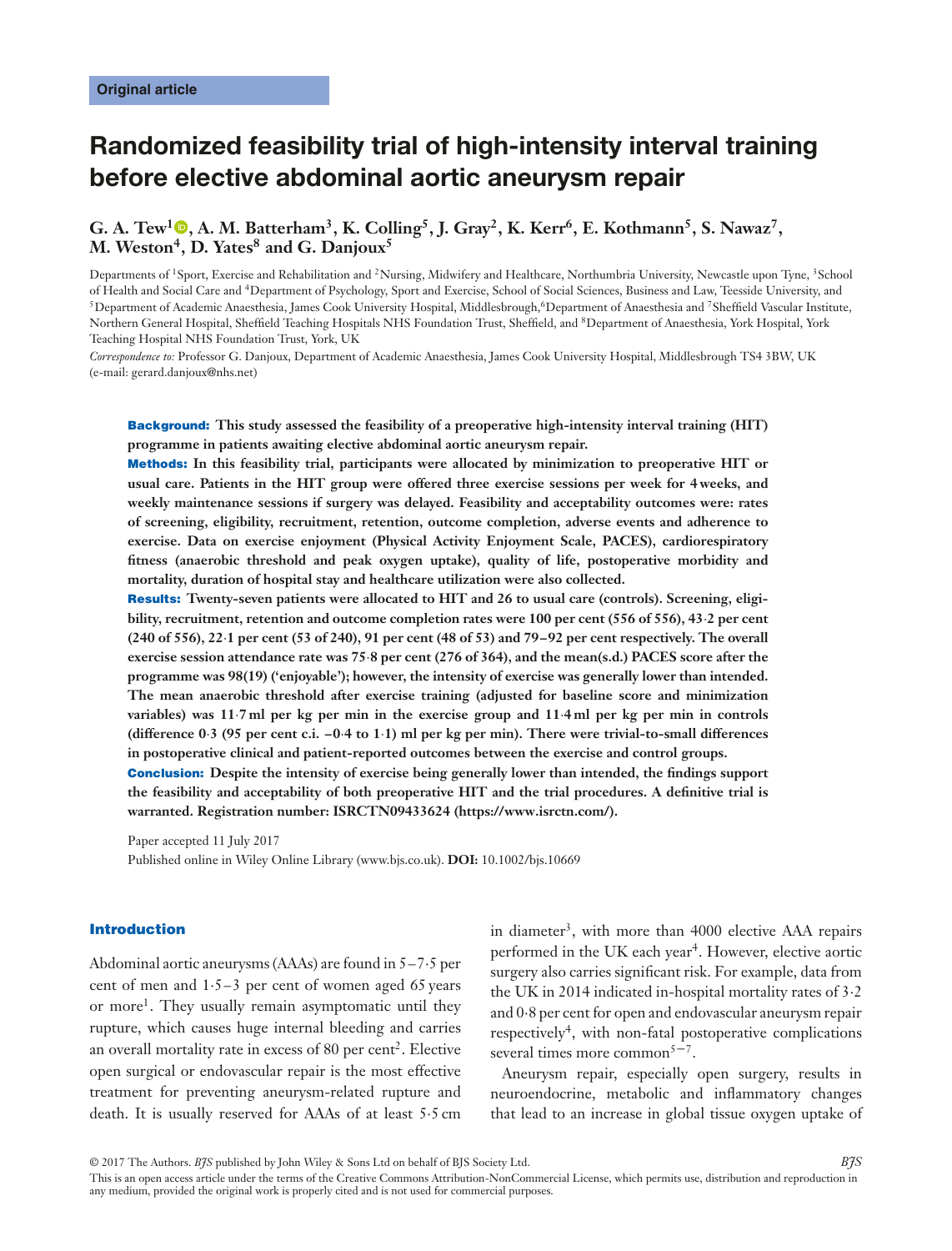Original article

# Randomized feasibility trial of high-intensity interval training before elective abdominal aortic aneurysm repair

**G. A. Tew[1], A. M. Batterham[3], K. Colling[5], J. Gray[2], K. Kerr[6], E. Kothmann[5], S. Nawaz[7], M. Weston[4], D. Yates[8] and G. Danjoux[5]**

Departments of [1]Sport, Exercise and Rehabilitation and [2]Nursing, Midwifery and Healthcare, Northumbria University, Newcastle upon Tyne, [3]School of Health and Social Care and [4]Department of Psychology, Sport and Exercise, School of Social Sciences, Business and Law, Teesside University, and [5]Department of Academic Anaesthesia, James Cook University Hospital, Middlesbrough,[6]Department of Anaesthesia and [7]Sheffield Vascular Institute, Northern General Hospital, Sheffield Teaching Hospitals NHS Foundation Trust, Sheffield, and [8]Department of Anaesthesia, York Hospital, York Teaching Hospital NHS Foundation Trust, York, UK

*Correspondence to:* Professor G. Danjoux, Department of Academic Anaesthesia, James Cook University Hospital, Middlesbrough TS4 3BW, UK (e-mail: gerard.danjoux@nhs.net)

**Background:** This study assessed the feasibility of a preoperative high-intensity interval training (HIT) programme in patients awaiting elective abdominal aortic aneurysm repair.

**Methods:** In this feasibility trial, participants were allocated by minimization to preoperative HIT or usual care. Patients in the HIT group were offered three exercise sessions per week for 4 weeks, and weekly maintenance sessions if surgery was delayed. Feasibility and acceptability outcomes were: rates of screening, eligibility, recruitment, retention, outcome completion, adverse events and adherence to exercise. Data on exercise enjoyment (Physical Activity Enjoyment Scale, PACES), cardiorespiratory fitness (anaerobic threshold and peak oxygen uptake), quality of life, postoperative morbidity and mortality, duration of hospital stay and healthcare utilization were also collected.

**Results:** Twenty-seven patients were allocated to HIT and 26 to usual care (controls). Screening, eligibility, recruitment, retention and outcome completion rates were 100 per cent (556 of 556), 43·2 per cent (240 of 556), 22·1 per cent (53 of 240), 91 per cent (48 of 53) and 79–92 per cent respectively. The overall exercise session attendance rate was 75·8 per cent (276 of 364), and the mean(s.d.) PACES score after the programme was 98(19) ('enjoyable'); however, the intensity of exercise was generally lower than intended. The mean anaerobic threshold after exercise training (adjusted for baseline score and minimization variables) was 11·7 ml per kg per min in the exercise group and 11·4 ml per kg per min in controls (difference 0·3 (95 per cent c.i. −0·4 to 1·1) ml per kg per min). There were trivial-to-small differences in postoperative clinical and patient-reported outcomes between the exercise and control groups.

**Conclusion:** Despite the intensity of exercise being generally lower than intended, the findings support the feasibility and acceptability of both preoperative HIT and the trial procedures. A definitive trial is warranted. Registration number: ISRCTN09433624 (https://www.isrctn.com/).

Paper accepted 11 July 2017

Published online in Wiley Online Library (www.bjs.co.uk). **DOI:** 10.1002/bjs.10669

## Introduction

Abdominal aortic aneurysms (AAAs) are found in 5–7·5 per cent of men and 1·5–3 per cent of women aged 65 years or more[1]. They usually remain asymptomatic until they rupture, which causes huge internal bleeding and carries an overall mortality rate in excess of 80 per cent[2]. Elective open surgical or endovascular repair is the most effective treatment for preventing aneurysm-related rupture and death. It is usually reserved for AAAs of at least 5·5 cm in diameter[3], with more than 4000 elective AAA repairs performed in the UK each year[4]. However, elective aortic surgery also carries significant risk. For example, data from the UK in 2014 indicated in-hospital mortality rates of 3·2 and 0·8 per cent for open and endovascular aneurysm repair respectively[4], with non-fatal postoperative complications several times more common[5–7].

Aneurysm repair, especially open surgery, results in neuroendocrine, metabolic and inflammatory changes that lead to an increase in global tissue oxygen uptake of

© 2017 The Authors. *BJS* published by John Wiley & Sons Ltd on behalf of BJS Society Ltd.
This is an open access article under the terms of the Creative Commons Attribution-NonCommercial License, which permits use, distribution and reproduction in any medium, provided the original work is properly cited and is not used for commercial purposes.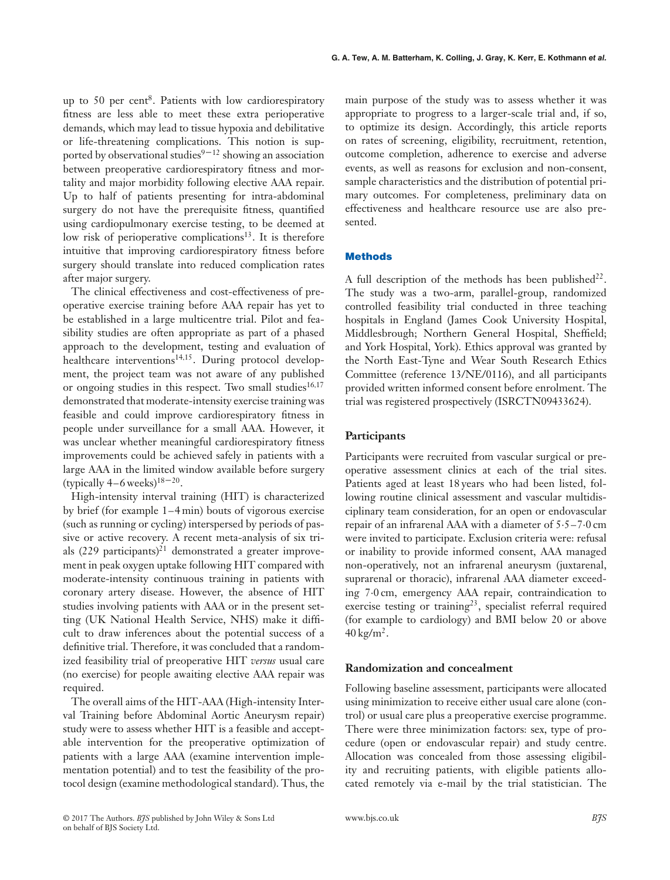up to 50 per cent[8]. Patients with low cardiorespiratory fitness are less able to meet these extra perioperative demands, which may lead to tissue hypoxia and debilitative or life-threatening complications. This notion is supported by observational studies[9–12] showing an association between preoperative cardiorespiratory fitness and mortality and major morbidity following elective AAA repair. Up to half of patients presenting for intra-abdominal surgery do not have the prerequisite fitness, quantified using cardiopulmonary exercise testing, to be deemed at low risk of perioperative complications[13]. It is therefore intuitive that improving cardiorespiratory fitness before surgery should translate into reduced complication rates after major surgery.

The clinical effectiveness and cost-effectiveness of preoperative exercise training before AAA repair has yet to be established in a large multicentre trial. Pilot and feasibility studies are often appropriate as part of a phased approach to the development, testing and evaluation of healthcare interventions[14,15]. During protocol development, the project team was not aware of any published or ongoing studies in this respect. Two small studies[16,17] demonstrated that moderate-intensity exercise training was feasible and could improve cardiorespiratory fitness in people under surveillance for a small AAA. However, it was unclear whether meaningful cardiorespiratory fitness improvements could be achieved safely in patients with a large AAA in the limited window available before surgery (typically 4–6 weeks)[18–20].

High-intensity interval training (HIT) is characterized by brief (for example 1–4 min) bouts of vigorous exercise (such as running or cycling) interspersed by periods of passive or active recovery. A recent meta-analysis of six trials (229 participants)[21] demonstrated a greater improvement in peak oxygen uptake following HIT compared with moderate-intensity continuous training in patients with coronary artery disease. However, the absence of HIT studies involving patients with AAA or in the present setting (UK National Health Service, NHS) make it difficult to draw inferences about the potential success of a definitive trial. Therefore, it was concluded that a randomized feasibility trial of preoperative HIT *versus* usual care (no exercise) for people awaiting elective AAA repair was required.

The overall aims of the HIT-AAA (High-intensity Interval Training before Abdominal Aortic Aneurysm repair) study were to assess whether HIT is a feasible and acceptable intervention for the preoperative optimization of patients with a large AAA (examine intervention implementation potential) and to test the feasibility of the protocol design (examine methodological standard). Thus, the main purpose of the study was to assess whether it was appropriate to progress to a larger-scale trial and, if so, to optimize its design. Accordingly, this article reports on rates of screening, eligibility, recruitment, retention, outcome completion, adherence to exercise and adverse events, as well as reasons for exclusion and non-consent, sample characteristics and the distribution of potential primary outcomes. For completeness, preliminary data on effectiveness and healthcare resource use are also presented.

## Methods

A full description of the methods has been published[22]. The study was a two-arm, parallel-group, randomized controlled feasibility trial conducted in three teaching hospitals in England (James Cook University Hospital, Middlesbrough; Northern General Hospital, Sheffield; and York Hospital, York). Ethics approval was granted by the North East-Tyne and Wear South Research Ethics Committee (reference 13/NE/0116), and all participants provided written informed consent before enrolment. The trial was registered prospectively (ISRCTN09433624).

### Participants

Participants were recruited from vascular surgical or preoperative assessment clinics at each of the trial sites. Patients aged at least 18 years who had been listed, following routine clinical assessment and vascular multidisciplinary team consideration, for an open or endovascular repair of an infrarenal AAA with a diameter of 5·5–7·0 cm were invited to participate. Exclusion criteria were: refusal or inability to provide informed consent, AAA managed non-operatively, not an infrarenal aneurysm (juxtarenal, suprarenal or thoracic), infrarenal AAA diameter exceeding 7·0 cm, emergency AAA repair, contraindication to exercise testing or training[23], specialist referral required (for example to cardiology) and BMI below 20 or above 40 $kg/m^2$.

### Randomization and concealment

Following baseline assessment, participants were allocated using minimization to receive either usual care alone (control) or usual care plus a preoperative exercise programme. There were three minimization factors: sex, type of procedure (open or endovascular repair) and study centre. Allocation was concealed from those assessing eligibility and recruiting patients, with eligible patients allocated remotely via e-mail by the trial statistician. The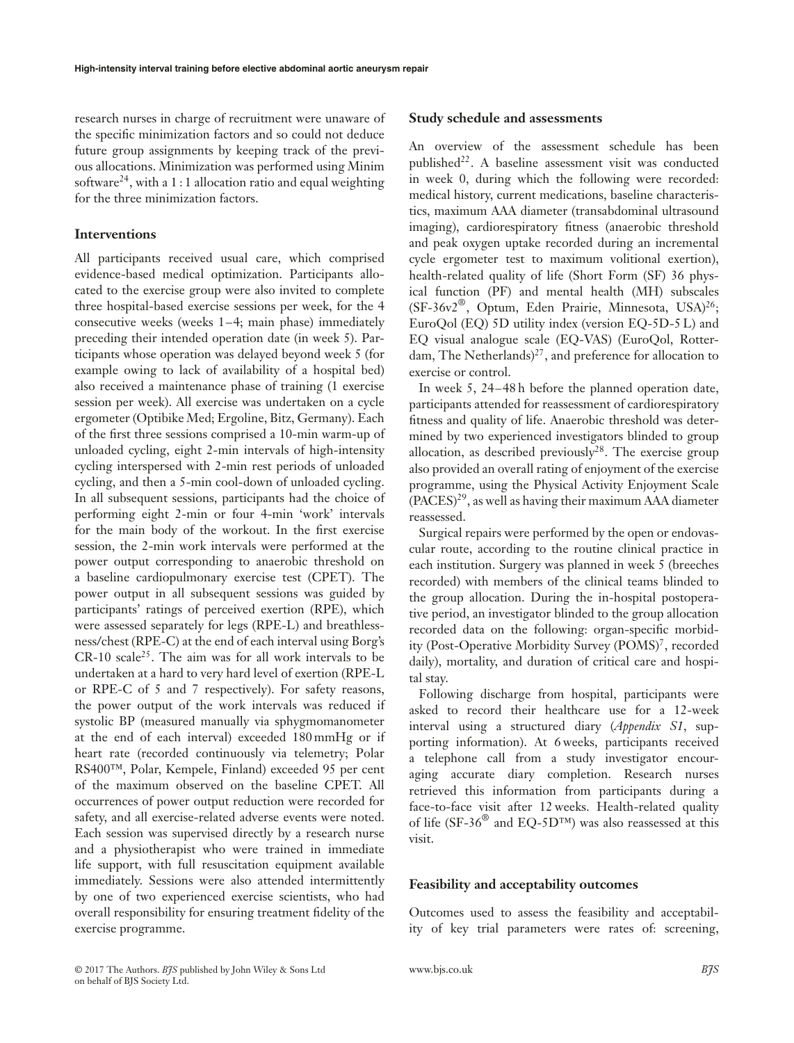research nurses in charge of recruitment were unaware of the specific minimization factors and so could not deduce future group assignments by keeping track of the previous allocations. Minimization was performed using Minim software[24], with a 1 : 1 allocation ratio and equal weighting for the three minimization factors.

### Interventions

All participants received usual care, which comprised evidence-based medical optimization. Participants allocated to the exercise group were also invited to complete three hospital-based exercise sessions per week, for the 4 consecutive weeks (weeks 1–4; main phase) immediately preceding their intended operation date (in week 5). Participants whose operation was delayed beyond week 5 (for example owing to lack of availability of a hospital bed) also received a maintenance phase of training (1 exercise session per week). All exercise was undertaken on a cycle ergometer (Optibike Med; Ergoline, Bitz, Germany). Each of the first three sessions comprised a 10-min warm-up of unloaded cycling, eight 2-min intervals of high-intensity cycling interspersed with 2-min rest periods of unloaded cycling, and then a 5-min cool-down of unloaded cycling. In all subsequent sessions, participants had the choice of performing eight 2-min or four 4-min 'work' intervals for the main body of the workout. In the first exercise session, the 2-min work intervals were performed at the power output corresponding to anaerobic threshold on a baseline cardiopulmonary exercise test (CPET). The power output in all subsequent sessions was guided by participants' ratings of perceived exertion (RPE), which were assessed separately for legs (RPE-L) and breathlessness/chest (RPE-C) at the end of each interval using Borg's CR-10 scale[25]. The aim was for all work intervals to be undertaken at a hard to very hard level of exertion (RPE-L or RPE-C of 5 and 7 respectively). For safety reasons, the power output of the work intervals was reduced if systolic BP (measured manually via sphygmomanometer at the end of each interval) exceeded 180 mmHg or if heart rate (recorded continuously via telemetry; Polar RS400™, Polar, Kempele, Finland) exceeded 95 per cent of the maximum observed on the baseline CPET. All occurrences of power output reduction were recorded for safety, and all exercise-related adverse events were noted. Each session was supervised directly by a research nurse and a physiotherapist who were trained in immediate life support, with full resuscitation equipment available immediately. Sessions were also attended intermittently by one of two experienced exercise scientists, who had overall responsibility for ensuring treatment fidelity of the exercise programme.

### Study schedule and assessments

An overview of the assessment schedule has been published[22]. A baseline assessment visit was conducted in week 0, during which the following were recorded: medical history, current medications, baseline characteristics, maximum AAA diameter (transabdominal ultrasound imaging), cardiorespiratory fitness (anaerobic threshold and peak oxygen uptake recorded during an incremental cycle ergometer test to maximum volitional exertion), health-related quality of life (Short Form (SF) 36 physical function (PF) and mental health (MH) subscales (SF-36v2®, Optum, Eden Prairie, Minnesota, USA)[26]; EuroQol (EQ) 5D utility index (version EQ-5D-5 L) and EQ visual analogue scale (EQ-VAS) (EuroQol, Rotterdam, The Netherlands)[27], and preference for allocation to exercise or control.

In week 5, 24–48 h before the planned operation date, participants attended for reassessment of cardiorespiratory fitness and quality of life. Anaerobic threshold was determined by two experienced investigators blinded to group allocation, as described previously[28]. The exercise group also provided an overall rating of enjoyment of the exercise programme, using the Physical Activity Enjoyment Scale (PACES)[29], as well as having their maximum AAA diameter reassessed.

Surgical repairs were performed by the open or endovascular route, according to the routine clinical practice in each institution. Surgery was planned in week 5 (breeches recorded) with members of the clinical teams blinded to the group allocation. During the in-hospital postoperative period, an investigator blinded to the group allocation recorded data on the following: organ-specific morbidity (Post-Operative Morbidity Survey (POMS)[7], recorded daily), mortality, and duration of critical care and hospital stay.

Following discharge from hospital, participants were asked to record their healthcare use for a 12-week interval using a structured diary (*Appendix S1*, supporting information). At 6 weeks, participants received a telephone call from a study investigator encouraging accurate diary completion. Research nurses retrieved this information from participants during a face-to-face visit after 12 weeks. Health-related quality of life (SF-36® and EQ-5D™) was also reassessed at this visit.

### Feasibility and acceptability outcomes

Outcomes used to assess the feasibility and acceptability of key trial parameters were rates of: screening,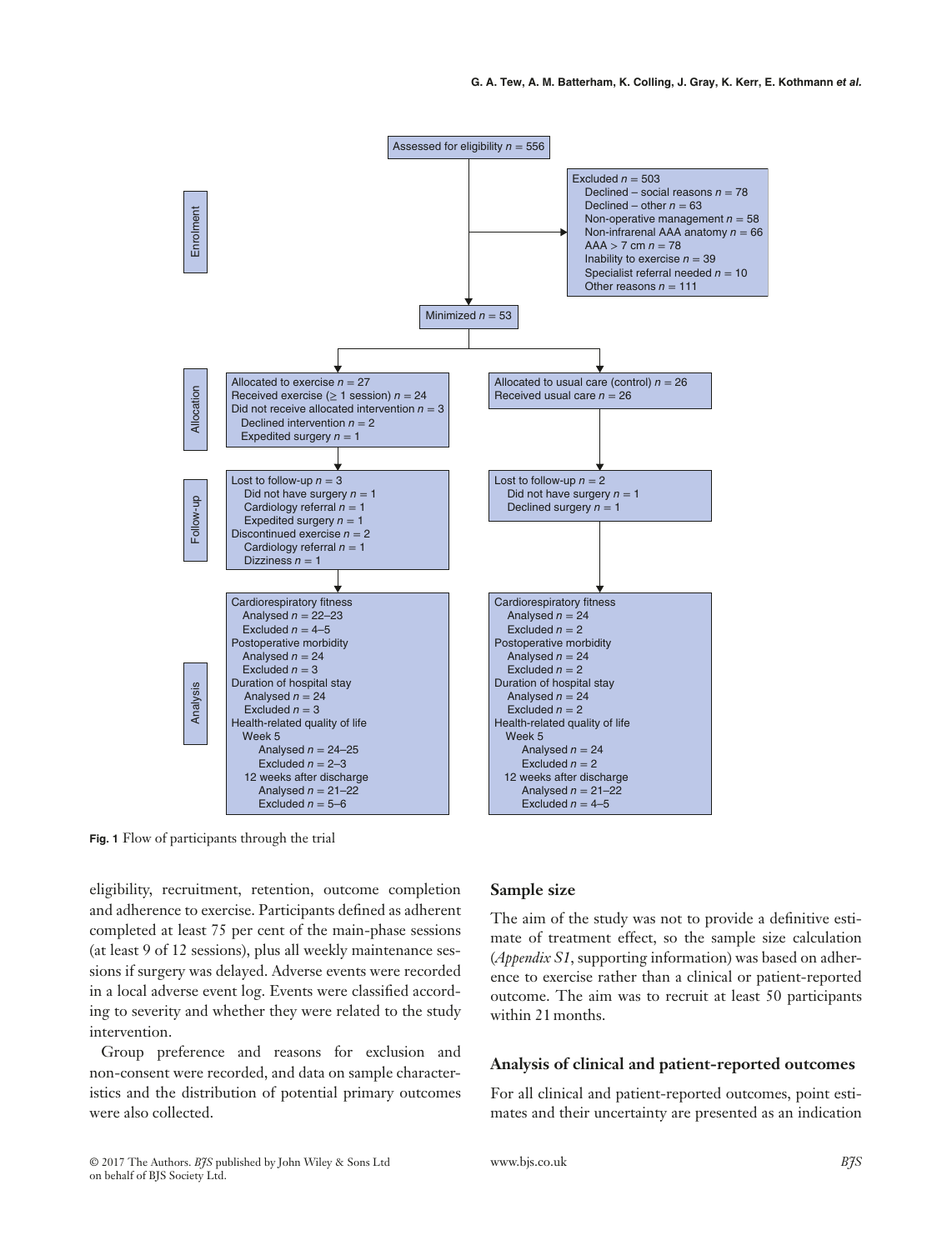Assessed for eligibility $n = 556$

Excluded $n = 503$
- Declined – social reasons $n = 78$
- Declined – other $n = 63$
- Non-operative management $n = 58$
- Non-infrarenal AAA anatomy $n = 66$
- AAA > 7 cm $n = 78$
- Inability to exercise $n = 39$
- Specialist referral needed $n = 10$
- Other reasons $n = 111$

Minimized $n = 53$

**Enrolment**

**Allocation**

Allocated to exercise $n = 27$
Received exercise (≥ 1 session) $n = 24$
Did not receive allocated intervention $n = 3$
- Declined intervention $n = 2$
- Expedited surgery $n = 1$

Allocated to usual care (control) $n = 26$
Received usual care $n = 26$

**Follow-up**

Lost to follow-up $n = 3$
- Did not have surgery $n = 1$
- Cardiology referral $n = 1$
- Expedited surgery $n = 1$

Discontinued exercise $n = 2$
- Cardiology referral $n = 1$
- Dizziness $n = 1$

Lost to follow-up $n = 2$
- Did not have surgery $n = 1$
- Declined surgery $n = 1$

**Analysis**

Cardiorespiratory fitness
- Analysed $n = 22–23$
- Excluded $n = 4–5$

Postoperative morbidity
- Analysed $n = 24$
- Excluded $n = 3$

Duration of hospital stay
- Analysed $n = 24$
- Excluded $n = 3$

Health-related quality of life
- Week 5
  - Analysed $n = 24–25$
  - Excluded $n = 2–3$
- 12 weeks after discharge
  - Analysed $n = 21–22$
  - Excluded $n = 5–6$

Cardiorespiratory fitness
- Analysed $n = 24$
- Excluded $n = 2$

Postoperative morbidity
- Analysed $n = 24$
- Excluded $n = 2$

Duration of hospital stay
- Analysed $n = 24$
- Excluded $n = 2$

Health-related quality of life
- Week 5
  - Analysed $n = 24$
  - Excluded $n = 2$
- 12 weeks after discharge
  - Analysed $n = 21–22$
  - Excluded $n = 4–5$

**Fig. 1** Flow of participants through the trial

eligibility, recruitment, retention, outcome completion and adherence to exercise. Participants defined as adherent completed at least 75 per cent of the main-phase sessions (at least 9 of 12 sessions), plus all weekly maintenance sessions if surgery was delayed. Adverse events were recorded in a local adverse event log. Events were classified according to severity and whether they were related to the study intervention.

Group preference and reasons for exclusion and non-consent were recorded, and data on sample characteristics and the distribution of potential primary outcomes were also collected.

## Sample size

The aim of the study was not to provide a definitive estimate of treatment effect, so the sample size calculation (*Appendix S1*, supporting information) was based on adherence to exercise rather than a clinical or patient-reported outcome. The aim was to recruit at least 50 participants within 21 months.

## Analysis of clinical and patient-reported outcomes

For all clinical and patient-reported outcomes, point estimates and their uncertainty are presented as an indication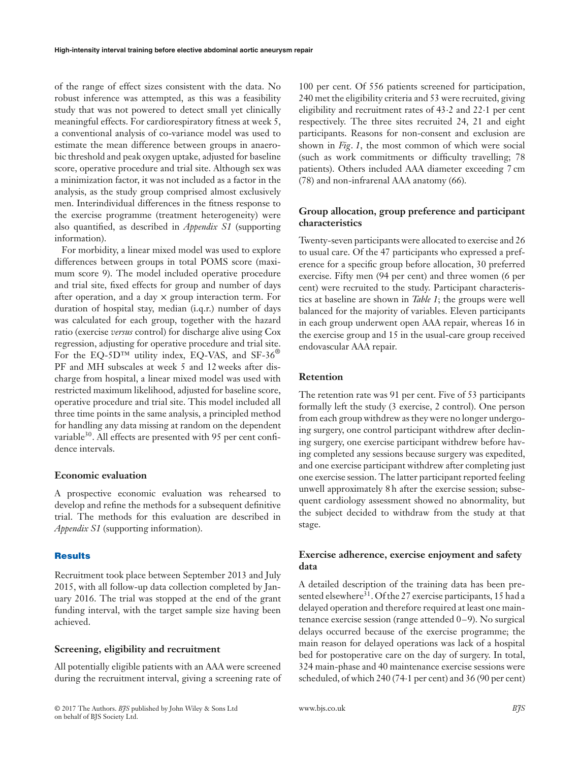of the range of effect sizes consistent with the data. No robust inference was attempted, as this was a feasibility study that was not powered to detect small yet clinically meaningful effects. For cardiorespiratory fitness at week 5, a conventional analysis of co-variance model was used to estimate the mean difference between groups in anaerobic threshold and peak oxygen uptake, adjusted for baseline score, operative procedure and trial site. Although sex was a minimization factor, it was not included as a factor in the analysis, as the study group comprised almost exclusively men. Interindividual differences in the fitness response to the exercise programme (treatment heterogeneity) were also quantified, as described in *Appendix S1* (supporting information).

For morbidity, a linear mixed model was used to explore differences between groups in total POMS score (maximum score 9). The model included operative procedure and trial site, fixed effects for group and number of days after operation, and a day × group interaction term. For duration of hospital stay, median (i.q.r.) number of days was calculated for each group, together with the hazard ratio (exercise *versus* control) for discharge alive using Cox regression, adjusting for operative procedure and trial site. For the EQ-5D™ utility index, EQ-VAS, and SF-36® PF and MH subscales at week 5 and 12 weeks after discharge from hospital, a linear mixed model was used with restricted maximum likelihood, adjusted for baseline score, operative procedure and trial site. This model included all three time points in the same analysis, a principled method for handling any data missing at random on the dependent variable[30]. All effects are presented with 95 per cent confidence intervals.

### Economic evaluation

A prospective economic evaluation was rehearsed to develop and refine the methods for a subsequent definitive trial. The methods for this evaluation are described in *Appendix S1* (supporting information).

## Results

Recruitment took place between September 2013 and July 2015, with all follow-up data collection completed by January 2016. The trial was stopped at the end of the grant funding interval, with the target sample size having been achieved.

### Screening, eligibility and recruitment

All potentially eligible patients with an AAA were screened during the recruitment interval, giving a screening rate of 100 per cent. Of 556 patients screened for participation, 240 met the eligibility criteria and 53 were recruited, giving eligibility and recruitment rates of 43·2 and 22·1 per cent respectively. The three sites recruited 24, 21 and eight participants. Reasons for non-consent and exclusion are shown in *Fig. 1*, the most common of which were social (such as work commitments or difficulty travelling; 78 patients). Others included AAA diameter exceeding 7 cm (78) and non-infrarenal AAA anatomy (66).

### Group allocation, group preference and participant characteristics

Twenty-seven participants were allocated to exercise and 26 to usual care. Of the 47 participants who expressed a preference for a specific group before allocation, 30 preferred exercise. Fifty men (94 per cent) and three women (6 per cent) were recruited to the study. Participant characteristics at baseline are shown in *Table 1*; the groups were well balanced for the majority of variables. Eleven participants in each group underwent open AAA repair, whereas 16 in the exercise group and 15 in the usual-care group received endovascular AAA repair.

### Retention

The retention rate was 91 per cent. Five of 53 participants formally left the study (3 exercise, 2 control). One person from each group withdrew as they were no longer undergoing surgery, one control participant withdrew after declining surgery, one exercise participant withdrew before having completed any sessions because surgery was expedited, and one exercise participant withdrew after completing just one exercise session. The latter participant reported feeling unwell approximately 8 h after the exercise session; subsequent cardiology assessment showed no abnormality, but the subject decided to withdraw from the study at that stage.

### Exercise adherence, exercise enjoyment and safety data

A detailed description of the training data has been presented elsewhere[31]. Of the 27 exercise participants, 15 had a delayed operation and therefore required at least one maintenance exercise session (range attended 0–9). No surgical delays occurred because of the exercise programme; the main reason for delayed operations was lack of a hospital bed for postoperative care on the day of surgery. In total, 324 main-phase and 40 maintenance exercise sessions were scheduled, of which 240 (74·1 per cent) and 36 (90 per cent)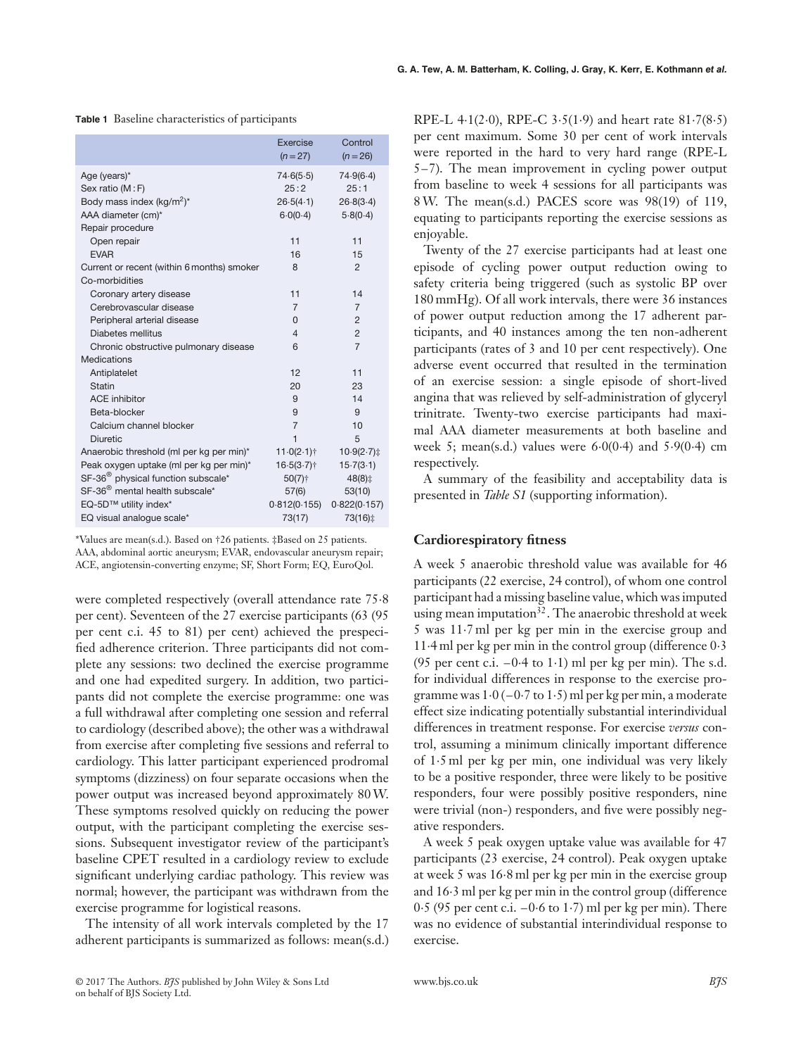**Table 1** Baseline characteristics of participants

| | Exercise (n = 27) | Control (n = 26) |
|---|---|---|
| Age (years)* | 74·6(5·5) | 74·9(6·4) |
| Sex ratio (M : F) | 25 : 2 | 25 : 1 |
| Body mass index (kg/m²)* | 26·5(4·1) | 26·8(3·4) |
| AAA diameter (cm)* | 6·0(0·4) | 5·8(0·4) |
| Repair procedure | | |
| Open repair | 11 | 11 |
| EVAR | 16 | 15 |
| Current or recent (within 6 months) smoker | 8 | 2 |
| Co-morbidities | | |
| Coronary artery disease | 11 | 14 |
| Cerebrovascular disease | 7 | 7 |
| Peripheral arterial disease | 0 | 2 |
| Diabetes mellitus | 4 | 2 |
| Chronic obstructive pulmonary disease | 6 | 7 |
| Medications | | |
| Antiplatelet | 12 | 11 |
| Statin | 20 | 23 |
| ACE inhibitor | 9 | 14 |
| Beta-blocker | 9 | 9 |
| Calcium channel blocker | 7 | 10 |
| Diuretic | 1 | 5 |
| Anaerobic threshold (ml per kg per min)* | 11·0(2·1)† | 10·9(2·7)‡ |
| Peak oxygen uptake (ml per kg per min)* | 16·5(3·7)† | 15·7(3·1) |
| SF-36® physical function subscale* | 50(7)† | 48(8)‡ |
| SF-36® mental health subscale* | 57(6) | 53(10) |
| EQ-5D™ utility index* | 0·812(0·155) | 0·822(0·157) |
| EQ visual analogue scale* | 73(17) | 73(16)‡ |

*Values are mean(s.d.). Based on †26 patients. ‡Based on 25 patients. AAA, abdominal aortic aneurysm; EVAR, endovascular aneurysm repair; ACE, angiotensin-converting enzyme; SF, Short Form; EQ, EuroQol.

were completed respectively (overall attendance rate 75·8 per cent). Seventeen of the 27 exercise participants (63 (95 per cent c.i. 45 to 81) per cent) achieved the prespecified adherence criterion. Three participants did not complete any sessions: two declined the exercise programme and one had expedited surgery. In addition, two participants did not complete the exercise programme: one was a full withdrawal after completing one session and referral to cardiology (described above); the other was a withdrawal from exercise after completing five sessions and referral to cardiology. This latter participant experienced prodromal symptoms (dizziness) on four separate occasions when the power output was increased beyond approximately 80 W. These symptoms resolved quickly on reducing the power output, with the participant completing the exercise sessions. Subsequent investigator review of the participant's baseline CPET resulted in a cardiology review to exclude significant underlying cardiac pathology. This review was normal; however, the participant was withdrawn from the exercise programme for logistical reasons.

The intensity of all work intervals completed by the 17 adherent participants is summarized as follows: mean(s.d.) RPE-L 4·1(2·0), RPE-C 3·5(1·9) and heart rate 81·7(8·5) per cent maximum. Some 30 per cent of work intervals were reported in the hard to very hard range (RPE-L 5–7). The mean improvement in cycling power output from baseline to week 4 sessions for all participants was 8 W. The mean(s.d.) PACES score was 98(19) of 119, equating to participants reporting the exercise sessions as enjoyable.

Twenty of the 27 exercise participants had at least one episode of cycling power output reduction owing to safety criteria being triggered (such as systolic BP over 180 mmHg). Of all work intervals, there were 36 instances of power output reduction among the 17 adherent participants, and 40 instances among the ten non-adherent participants (rates of 3 and 10 per cent respectively). One adverse event occurred that resulted in the termination of an exercise session: a single episode of short-lived angina that was relieved by self-administration of glyceryl trinitrate. Twenty-two exercise participants had maximal AAA diameter measurements at both baseline and week 5; mean(s.d.) values were 6·0(0·4) and 5·9(0·4) cm respectively.

A summary of the feasibility and acceptability data is presented in *Table S1* (supporting information).

## Cardiorespiratory fitness

A week 5 anaerobic threshold value was available for 46 participants (22 exercise, 24 control), of whom one control participant had a missing baseline value, which was imputed using mean imputation[32]. The anaerobic threshold at week 5 was 11·7 ml per kg per min in the exercise group and 11·4 ml per kg per min in the control group (difference 0·3 (95 per cent c.i. −0·4 to 1·1) ml per kg per min). The s.d. for individual differences in response to the exercise programme was 1·0 (−0·7 to 1·5) ml per kg per min, a moderate effect size indicating potentially substantial interindividual differences in treatment response. For exercise *versus* control, assuming a minimum clinically important difference of 1·5 ml per kg per min, one individual was very likely to be a positive responder, three were likely to be positive responders, four were possibly positive responders, nine were trivial (non-) responders, and five were possibly negative responders.

A week 5 peak oxygen uptake value was available for 47 participants (23 exercise, 24 control). Peak oxygen uptake at week 5 was 16·8 ml per kg per min in the exercise group and 16·3 ml per kg per min in the control group (difference 0·5 (95 per cent c.i. −0·6 to 1·7) ml per kg per min). There was no evidence of substantial interindividual response to exercise.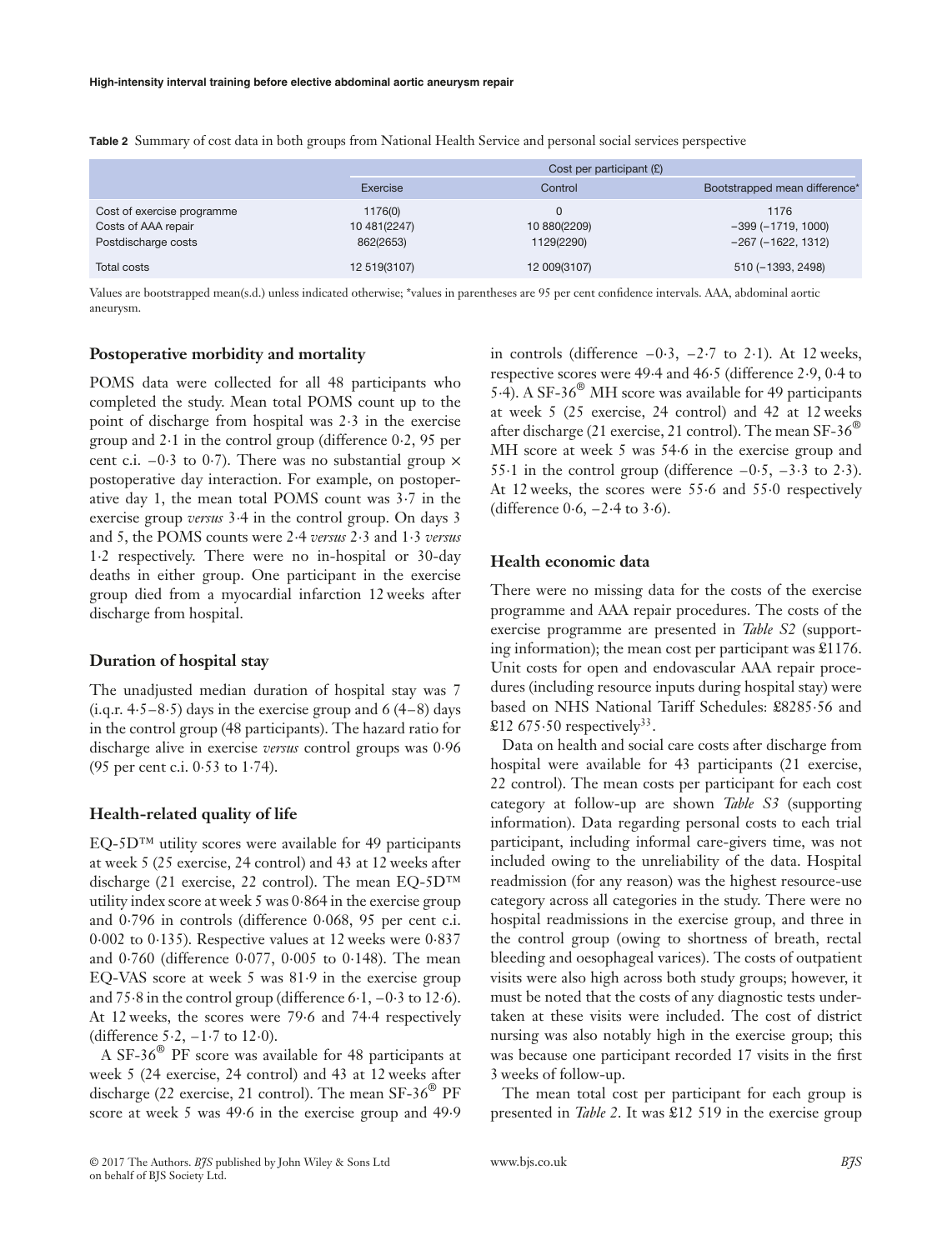**Table 2** Summary of cost data in both groups from National Health Service and personal social services perspective

| | Cost per participant (£) | | |
|---|---|---|---|
| | Exercise | Control | Bootstrapped mean difference* |
| Cost of exercise programme | 1176(0) | 0 | 1176 |
| Costs of AAA repair | 10 481(2247) | 10 880(2209) | −399 (−1719, 1000) |
| Postdischarge costs | 862(2653) | 1129(2290) | −267 (−1622, 1312) |
| Total costs | 12 519(3107) | 12 009(3107) | 510 (−1393, 2498) |

Values are bootstrapped mean(s.d.) unless indicated otherwise; *values in parentheses are 95 per cent confidence intervals. AAA, abdominal aortic aneurysm.

### Postoperative morbidity and mortality

POMS data were collected for all 48 participants who completed the study. Mean total POMS count up to the point of discharge from hospital was 2·3 in the exercise group and 2·1 in the control group (difference 0·2, 95 per cent c.i. −0·3 to 0·7). There was no substantial group × postoperative day interaction. For example, on postoperative day 1, the mean total POMS count was 3·7 in the exercise group *versus* 3·4 in the control group. On days 3 and 5, the POMS counts were 2·4 *versus* 2·3 and 1·3 *versus* 1·2 respectively. There were no in-hospital or 30-day deaths in either group. One participant in the exercise group died from a myocardial infarction 12 weeks after discharge from hospital.

### Duration of hospital stay

The unadjusted median duration of hospital stay was 7 (i.q.r. 4·5–8·5) days in the exercise group and 6 (4–8) days in the control group (48 participants). The hazard ratio for discharge alive in exercise *versus* control groups was 0·96 (95 per cent c.i. 0·53 to 1·74).

### Health-related quality of life

EQ-5D™ utility scores were available for 49 participants at week 5 (25 exercise, 24 control) and 43 at 12 weeks after discharge (21 exercise, 22 control). The mean EQ-5D™ utility index score at week 5 was 0·864 in the exercise group and 0·796 in controls (difference 0·068, 95 per cent c.i. 0·002 to 0·135). Respective values at 12 weeks were 0·837 and 0·760 (difference 0·077, 0·005 to 0·148). The mean EQ-VAS score at week 5 was 81·9 in the exercise group and 75·8 in the control group (difference 6·1, −0·3 to 12·6). At 12 weeks, the scores were 79·6 and 74·4 respectively (difference 5·2, −1·7 to 12·0).

A SF-36® PF score was available for 48 participants at week 5 (24 exercise, 24 control) and 43 at 12 weeks after discharge (22 exercise, 21 control). The mean SF-36® PF score at week 5 was 49·6 in the exercise group and 49·9 in controls (difference −0·3, −2·7 to 2·1). At 12 weeks, respective scores were 49·4 and 46·5 (difference 2·9, 0·4 to 5·4). A SF-36® MH score was available for 49 participants at week 5 (25 exercise, 24 control) and 42 at 12 weeks after discharge (21 exercise, 21 control). The mean SF-36® MH score at week 5 was 54·6 in the exercise group and 55·1 in the control group (difference −0·5, −3·3 to 2·3). At 12 weeks, the scores were 55·6 and 55·0 respectively (difference 0·6, −2·4 to 3·6).

### Health economic data

There were no missing data for the costs of the exercise programme and AAA repair procedures. The costs of the exercise programme are presented in *Table S2* (supporting information); the mean cost per participant was £1176. Unit costs for open and endovascular AAA repair procedures (including resource inputs during hospital stay) were based on NHS National Tariff Schedules: £8285·56 and £12 675·50 respectively[33].

Data on health and social care costs after discharge from hospital were available for 43 participants (21 exercise, 22 control). The mean costs per participant for each cost category at follow-up are shown *Table S3* (supporting information). Data regarding personal costs to each trial participant, including informal care-givers time, was not included owing to the unreliability of the data. Hospital readmission (for any reason) was the highest resource-use category across all categories in the study. There were no hospital readmissions in the exercise group, and three in the control group (owing to shortness of breath, rectal bleeding and oesophageal varices). The costs of outpatient visits were also high across both study groups; however, it must be noted that the costs of any diagnostic tests undertaken at these visits were included. The cost of district nursing was also notably high in the exercise group; this was because one participant recorded 17 visits in the first 3 weeks of follow-up.

The mean total cost per participant for each group is presented in *Table 2*. It was £12 519 in the exercise group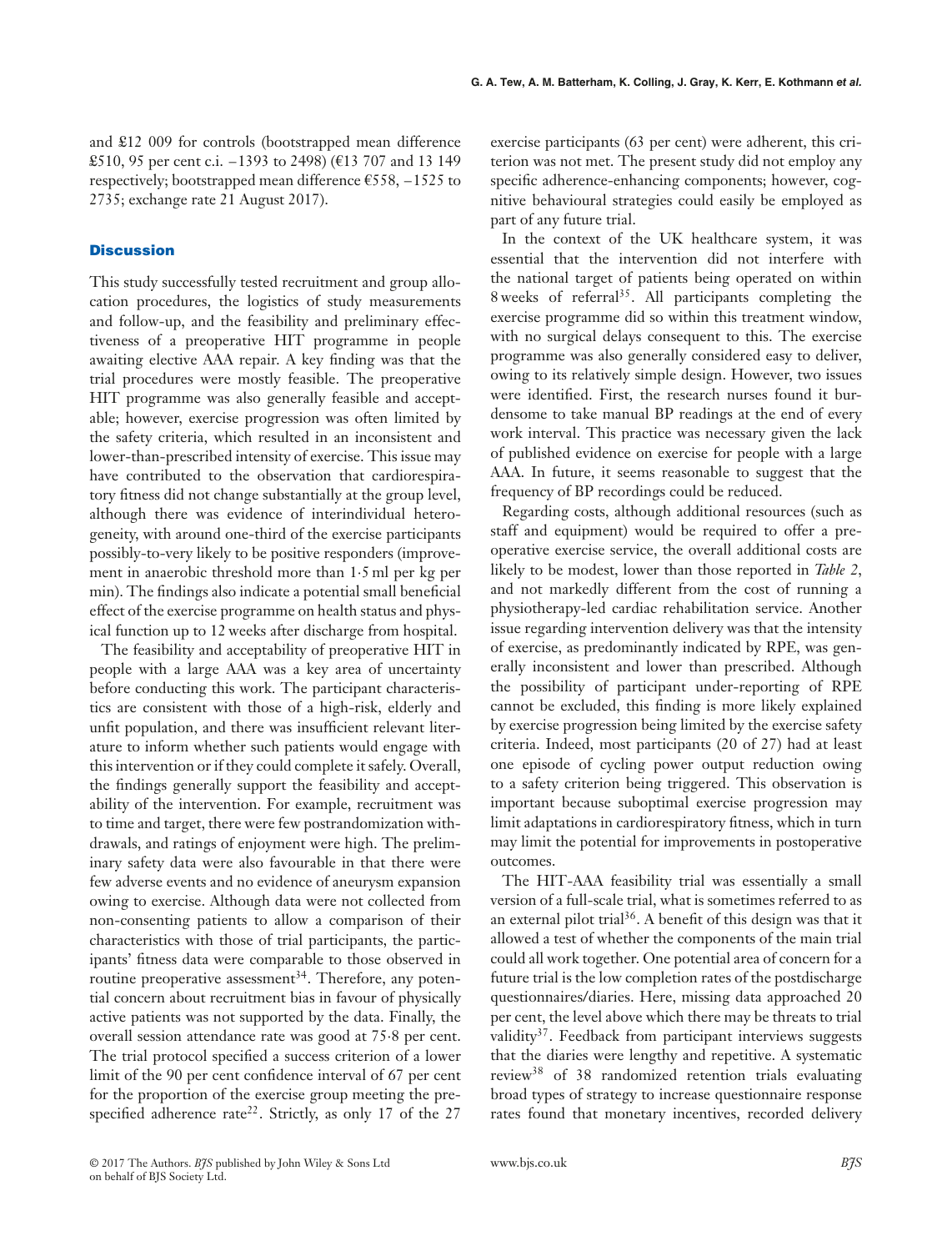and £12 009 for controls (bootstrapped mean difference £510, 95 per cent c.i. −1393 to 2498) (€13 707 and 13 149 respectively; bootstrapped mean difference €558, −1525 to 2735; exchange rate 21 August 2017).

## Discussion

This study successfully tested recruitment and group allocation procedures, the logistics of study measurements and follow-up, and the feasibility and preliminary effectiveness of a preoperative HIT programme in people awaiting elective AAA repair. A key finding was that the trial procedures were mostly feasible. The preoperative HIT programme was also generally feasible and acceptable; however, exercise progression was often limited by the safety criteria, which resulted in an inconsistent and lower-than-prescribed intensity of exercise. This issue may have contributed to the observation that cardiorespiratory fitness did not change substantially at the group level, although there was evidence of interindividual heterogeneity, with around one-third of the exercise participants possibly-to-very likely to be positive responders (improvement in anaerobic threshold more than 1·5 ml per kg per min). The findings also indicate a potential small beneficial effect of the exercise programme on health status and physical function up to 12 weeks after discharge from hospital.

The feasibility and acceptability of preoperative HIT in people with a large AAA was a key area of uncertainty before conducting this work. The participant characteristics are consistent with those of a high-risk, elderly and unfit population, and there was insufficient relevant literature to inform whether such patients would engage with this intervention or if they could complete it safely. Overall, the findings generally support the feasibility and acceptability of the intervention. For example, recruitment was to time and target, there were few postrandomization withdrawals, and ratings of enjoyment were high. The preliminary safety data were also favourable in that there were few adverse events and no evidence of aneurysm expansion owing to exercise. Although data were not collected from non-consenting patients to allow a comparison of their characteristics with those of trial participants, the participants' fitness data were comparable to those observed in routine preoperative assessment[34]. Therefore, any potential concern about recruitment bias in favour of physically active patients was not supported by the data. Finally, the overall session attendance rate was good at 75·8 per cent. The trial protocol specified a success criterion of a lower limit of the 90 per cent confidence interval of 67 per cent for the proportion of the exercise group meeting the prespecified adherence rate[22]. Strictly, as only 17 of the 27 exercise participants (63 per cent) were adherent, this criterion was not met. The present study did not employ any specific adherence-enhancing components; however, cognitive behavioural strategies could easily be employed as part of any future trial.

In the context of the UK healthcare system, it was essential that the intervention did not interfere with the national target of patients being operated on within 8 weeks of referral[35]. All participants completing the exercise programme did so within this treatment window, with no surgical delays consequent to this. The exercise programme was also generally considered easy to deliver, owing to its relatively simple design. However, two issues were identified. First, the research nurses found it burdensome to take manual BP readings at the end of every work interval. This practice was necessary given the lack of published evidence on exercise for people with a large AAA. In future, it seems reasonable to suggest that the frequency of BP recordings could be reduced.

Regarding costs, although additional resources (such as staff and equipment) would be required to offer a preoperative exercise service, the overall additional costs are likely to be modest, lower than those reported in *Table 2*, and not markedly different from the cost of running a physiotherapy-led cardiac rehabilitation service. Another issue regarding intervention delivery was that the intensity of exercise, as predominantly indicated by RPE, was generally inconsistent and lower than prescribed. Although the possibility of participant under-reporting of RPE cannot be excluded, this finding is more likely explained by exercise progression being limited by the exercise safety criteria. Indeed, most participants (20 of 27) had at least one episode of cycling power output reduction owing to a safety criterion being triggered. This observation is important because suboptimal exercise progression may limit adaptations in cardiorespiratory fitness, which in turn may limit the potential for improvements in postoperative outcomes.

The HIT-AAA feasibility trial was essentially a small version of a full-scale trial, what is sometimes referred to as an external pilot trial[36]. A benefit of this design was that it allowed a test of whether the components of the main trial could all work together. One potential area of concern for a future trial is the low completion rates of the postdischarge questionnaires/diaries. Here, missing data approached 20 per cent, the level above which there may be threats to trial validity[37]. Feedback from participant interviews suggests that the diaries were lengthy and repetitive. A systematic review[38] of 38 randomized retention trials evaluating broad types of strategy to increase questionnaire response rates found that monetary incentives, recorded delivery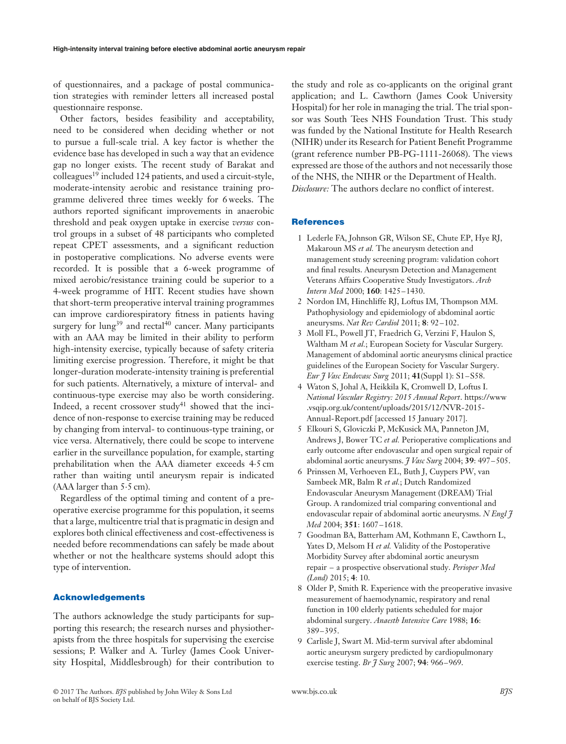of questionnaires, and a package of postal communication strategies with reminder letters all increased postal questionnaire response.

Other factors, besides feasibility and acceptability, need to be considered when deciding whether or not to pursue a full-scale trial. A key factor is whether the evidence base has developed in such a way that an evidence gap no longer exists. The recent study of Barakat and colleagues[19] included 124 patients, and used a circuit-style, moderate-intensity aerobic and resistance training programme delivered three times weekly for 6 weeks. The authors reported significant improvements in anaerobic threshold and peak oxygen uptake in exercise *versus* control groups in a subset of 48 participants who completed repeat CPET assessments, and a significant reduction in postoperative complications. No adverse events were recorded. It is possible that a 6-week programme of mixed aerobic/resistance training could be superior to a 4-week programme of HIT. Recent studies have shown that short-term preoperative interval training programmes can improve cardiorespiratory fitness in patients having surgery for lung[39] and rectal[40] cancer. Many participants with an AAA may be limited in their ability to perform high-intensity exercise, typically because of safety criteria limiting exercise progression. Therefore, it might be that longer-duration moderate-intensity training is preferential for such patients. Alternatively, a mixture of interval- and continuous-type exercise may also be worth considering. Indeed, a recent crossover study[41] showed that the incidence of non-response to exercise training may be reduced by changing from interval- to continuous-type training, or vice versa. Alternatively, there could be scope to intervene earlier in the surveillance population, for example, starting prehabilitation when the AAA diameter exceeds 4·5 cm rather than waiting until aneurysm repair is indicated (AAA larger than 5·5 cm).

Regardless of the optimal timing and content of a preoperative exercise programme for this population, it seems that a large, multicentre trial that is pragmatic in design and explores both clinical effectiveness and cost-effectiveness is needed before recommendations can safely be made about whether or not the healthcare systems should adopt this type of intervention.

## Acknowledgements

The authors acknowledge the study participants for supporting this research; the research nurses and physiotherapists from the three hospitals for supervising the exercise sessions; P. Walker and A. Turley (James Cook University Hospital, Middlesbrough) for their contribution to the study and role as co-applicants on the original grant application; and L. Cawthorn (James Cook University Hospital) for her role in managing the trial. The trial sponsor was South Tees NHS Foundation Trust. This study was funded by the National Institute for Health Research (NIHR) under its Research for Patient Benefit Programme (grant reference number PB-PG-1111-26068). The views expressed are those of the authors and not necessarily those of the NHS, the NIHR or the Department of Health.

*Disclosure:* The authors declare no conflict of interest.

## References

1. Lederle FA, Johnson GR, Wilson SE, Chute EP, Hye RJ, Makaroun MS *et al.* The aneurysm detection and management study screening program: validation cohort and final results. Aneurysm Detection and Management Veterans Affairs Cooperative Study Investigators. *Arch Intern Med* 2000; **160**: 1425–1430.
2. Nordon IM, Hinchliffe RJ, Loftus IM, Thompson MM. Pathophysiology and epidemiology of abdominal aortic aneurysms. *Nat Rev Cardiol* 2011; **8**: 92–102.
3. Moll FL, Powell JT, Fraedrich G, Verzini F, Haulon S, Waltham M *et al.*; European Society for Vascular Surgery. Management of abdominal aortic aneurysms clinical practice guidelines of the European Society for Vascular Surgery. *Eur J Vasc Endovasc Surg* 2011; **41**(Suppl 1): S1–S58.
4. Waton S, Johal A, Heikkila K, Cromwell D, Loftus I. *National Vascular Registry: 2015 Annual Report*. https://www.vsqip.org.uk/content/uploads/2015/12/NVR-2015-Annual-Report.pdf [accessed 15 January 2017].
5. Elkouri S, Gloviczki P, McKusick MA, Panneton JM, Andrews J, Bower TC *et al.* Perioperative complications and early outcome after endovascular and open surgical repair of abdominal aortic aneurysms. *J Vasc Surg* 2004; **39**: 497–505.
6. Prinssen M, Verhoeven EL, Buth J, Cuypers PW, van Sambeek MR, Balm R *et al.*; Dutch Randomized Endovascular Aneurysm Management (DREAM) Trial Group. A randomized trial comparing conventional and endovascular repair of abdominal aortic aneurysms. *N Engl J Med* 2004; **351**: 1607–1618.
7. Goodman BA, Batterham AM, Kothmann E, Cawthorn L, Yates D, Melsom H *et al.* Validity of the Postoperative Morbidity Survey after abdominal aortic aneurysm repair – a prospective observational study. *Perioper Med (Lond)* 2015; **4**: 10.
8. Older P, Smith R. Experience with the preoperative invasive measurement of haemodynamic, respiratory and renal function in 100 elderly patients scheduled for major abdominal surgery. *Anaesth Intensive Care* 1988; **16**: 389–395.
9. Carlisle J, Swart M. Mid-term survival after abdominal aortic aneurysm surgery predicted by cardiopulmonary exercise testing. *Br J Surg* 2007; **94**: 966–969.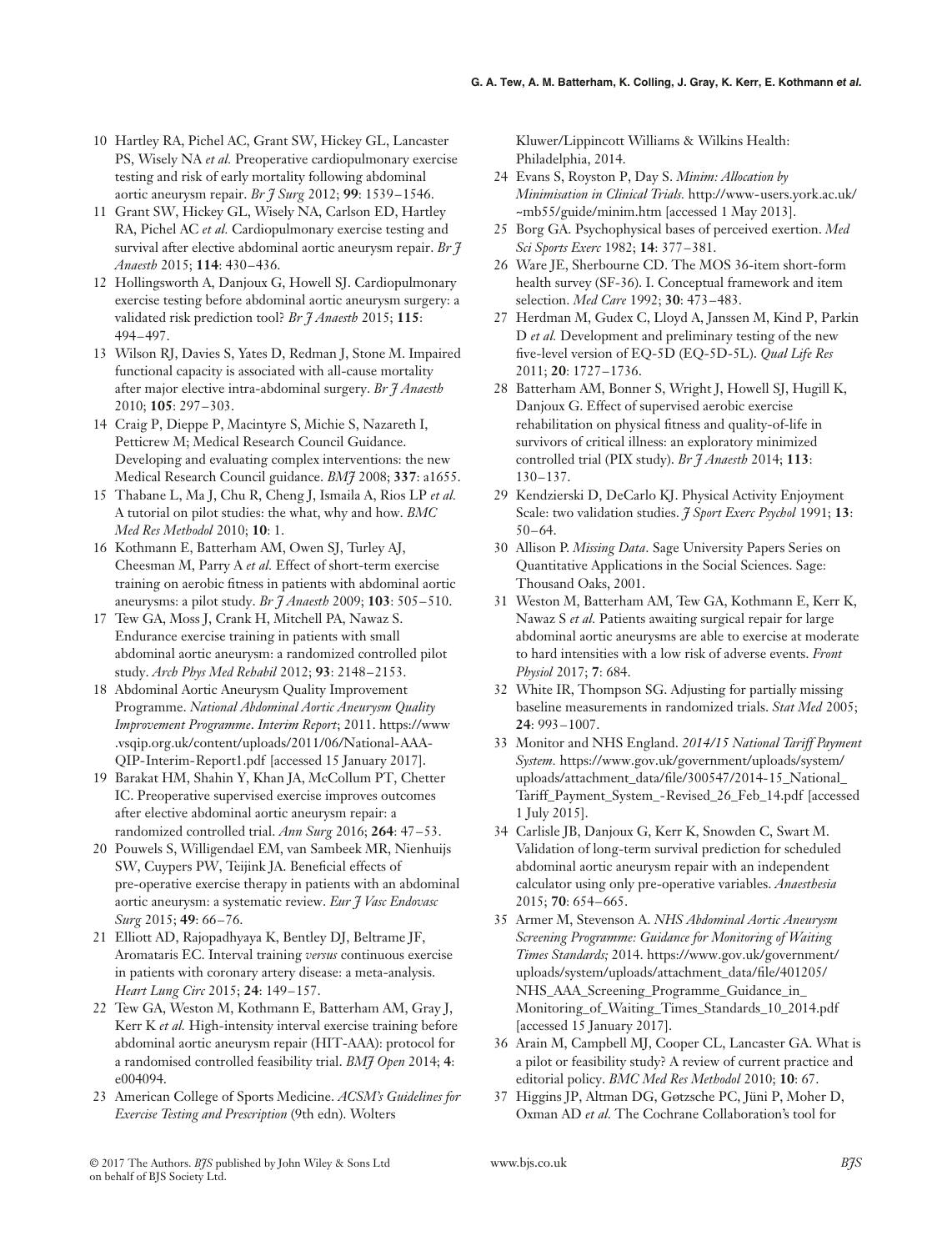10 Hartley RA, Pichel AC, Grant SW, Hickey GL, Lancaster PS, Wisely NA *et al.* Preoperative cardiopulmonary exercise testing and risk of early mortality following abdominal aortic aneurysm repair. *Br J Surg* 2012; **99**: 1539–1546.

11 Grant SW, Hickey GL, Wisely NA, Carlson ED, Hartley RA, Pichel AC *et al.* Cardiopulmonary exercise testing and survival after elective abdominal aortic aneurysm repair. *Br J Anaesth* 2015; **114**: 430–436.

12 Hollingsworth A, Danjoux G, Howell SJ. Cardiopulmonary exercise testing before abdominal aortic aneurysm surgery: a validated risk prediction tool? *Br J Anaesth* 2015; **115**: 494–497.

13 Wilson RJ, Davies S, Yates D, Redman J, Stone M. Impaired functional capacity is associated with all-cause mortality after major elective intra-abdominal surgery. *Br J Anaesth* 2010; **105**: 297–303.

14 Craig P, Dieppe P, Macintyre S, Michie S, Nazareth I, Petticrew M; Medical Research Council Guidance. Developing and evaluating complex interventions: the new Medical Research Council guidance. *BMJ* 2008; **337**: a1655.

15 Thabane L, Ma J, Chu R, Cheng J, Ismaila A, Rios LP *et al.* A tutorial on pilot studies: the what, why and how. *BMC Med Res Methodol* 2010; **10**: 1.

16 Kothmann E, Batterham AM, Owen SJ, Turley AJ, Cheesman M, Parry A *et al.* Effect of short-term exercise training on aerobic fitness in patients with abdominal aortic aneurysms: a pilot study. *Br J Anaesth* 2009; **103**: 505–510.

17 Tew GA, Moss J, Crank H, Mitchell PA, Nawaz S. Endurance exercise training in patients with small abdominal aortic aneurysm: a randomized controlled pilot study. *Arch Phys Med Rehabil* 2012; **93**: 2148–2153.

18 Abdominal Aortic Aneurysm Quality Improvement Programme. *National Abdominal Aortic Aneurysm Quality Improvement Programme. Interim Report*; 2011. https://www.vsqip.org.uk/content/uploads/2011/06/National-AAA-QIP-Interim-Report1.pdf [accessed 15 January 2017].

19 Barakat HM, Shahin Y, Khan JA, McCollum PT, Chetter IC. Preoperative supervised exercise improves outcomes after elective abdominal aortic aneurysm repair: a randomized controlled trial. *Ann Surg* 2016; **264**: 47–53.

20 Pouwels S, Willigendael EM, van Sambeek MR, Nienhuijs SW, Cuypers PW, Teijink JA. Beneficial effects of pre-operative exercise therapy in patients with an abdominal aortic aneurysm: a systematic review. *Eur J Vasc Endovasc Surg* 2015; **49**: 66–76.

21 Elliott AD, Rajopadhyaya K, Bentley DJ, Beltrame JF, Aromataris EC. Interval training *versus* continuous exercise in patients with coronary artery disease: a meta-analysis. *Heart Lung Circ* 2015; **24**: 149–157.

22 Tew GA, Weston M, Kothmann E, Batterham AM, Gray J, Kerr K *et al.* High-intensity interval exercise training before abdominal aortic aneurysm repair (HIT-AAA): protocol for a randomised controlled feasibility trial. *BMJ Open* 2014; **4**: e004094.

23 American College of Sports Medicine. *ACSM's Guidelines for Exercise Testing and Prescription* (9th edn). Wolters Kluwer/Lippincott Williams & Wilkins Health: Philadelphia, 2014.

24 Evans S, Royston P, Day S. *Minim: Allocation by Minimisation in Clinical Trials.* http://www-users.york.ac.uk/~mb55/guide/minim.htm [accessed 1 May 2013].

25 Borg GA. Psychophysical bases of perceived exertion. *Med Sci Sports Exerc* 1982; **14**: 377–381.

26 Ware JE, Sherbourne CD. The MOS 36-item short-form health survey (SF-36). I. Conceptual framework and item selection. *Med Care* 1992; **30**: 473–483.

27 Herdman M, Gudex C, Lloyd A, Janssen M, Kind P, Parkin D *et al.* Development and preliminary testing of the new five-level version of EQ-5D (EQ-5D-5L). *Qual Life Res* 2011; **20**: 1727–1736.

28 Batterham AM, Bonner S, Wright J, Howell SJ, Hugill K, Danjoux G. Effect of supervised aerobic exercise rehabilitation on physical fitness and quality-of-life in survivors of critical illness: an exploratory minimized controlled trial (PIX study). *Br J Anaesth* 2014; **113**: 130–137.

29 Kendzierski D, DeCarlo KJ. Physical Activity Enjoyment Scale: two validation studies. *J Sport Exerc Psychol* 1991; **13**: 50–64.

30 Allison P. *Missing Data*. Sage University Papers Series on Quantitative Applications in the Social Sciences. Sage: Thousand Oaks, 2001.

31 Weston M, Batterham AM, Tew GA, Kothmann E, Kerr K, Nawaz S *et al.* Patients awaiting surgical repair for large abdominal aortic aneurysms are able to exercise at moderate to hard intensities with a low risk of adverse events. *Front Physiol* 2017; **7**: 684.

32 White IR, Thompson SG. Adjusting for partially missing baseline measurements in randomized trials. *Stat Med* 2005; **24**: 993–1007.

33 Monitor and NHS England. *2014/15 National Tariff Payment System.* https://www.gov.uk/government/uploads/system/uploads/attachment_data/file/300547/2014-15_National_Tariff_Payment_System_-Revised_26_Feb_14.pdf [accessed 1 July 2015].

34 Carlisle JB, Danjoux G, Kerr K, Snowden C, Swart M. Validation of long-term survival prediction for scheduled abdominal aortic aneurysm repair with an independent calculator using only pre-operative variables. *Anaesthesia* 2015; **70**: 654–665.

35 Armer M, Stevenson A. *NHS Abdominal Aortic Aneurysm Screening Programme: Guidance for Monitoring of Waiting Times Standards;* 2014. https://www.gov.uk/government/uploads/system/uploads/attachment_data/file/401205/NHS_AAA_Screening_Programme_Guidance_in_Monitoring_of_Waiting_Times_Standards_10_2014.pdf [accessed 15 January 2017].

36 Arain M, Campbell MJ, Cooper CL, Lancaster GA. What is a pilot or feasibility study? A review of current practice and editorial policy. *BMC Med Res Methodol* 2010; **10**: 67.

37 Higgins JP, Altman DG, Gøtzsche PC, Jüni P, Moher D, Oxman AD *et al.* The Cochrane Collaboration's tool for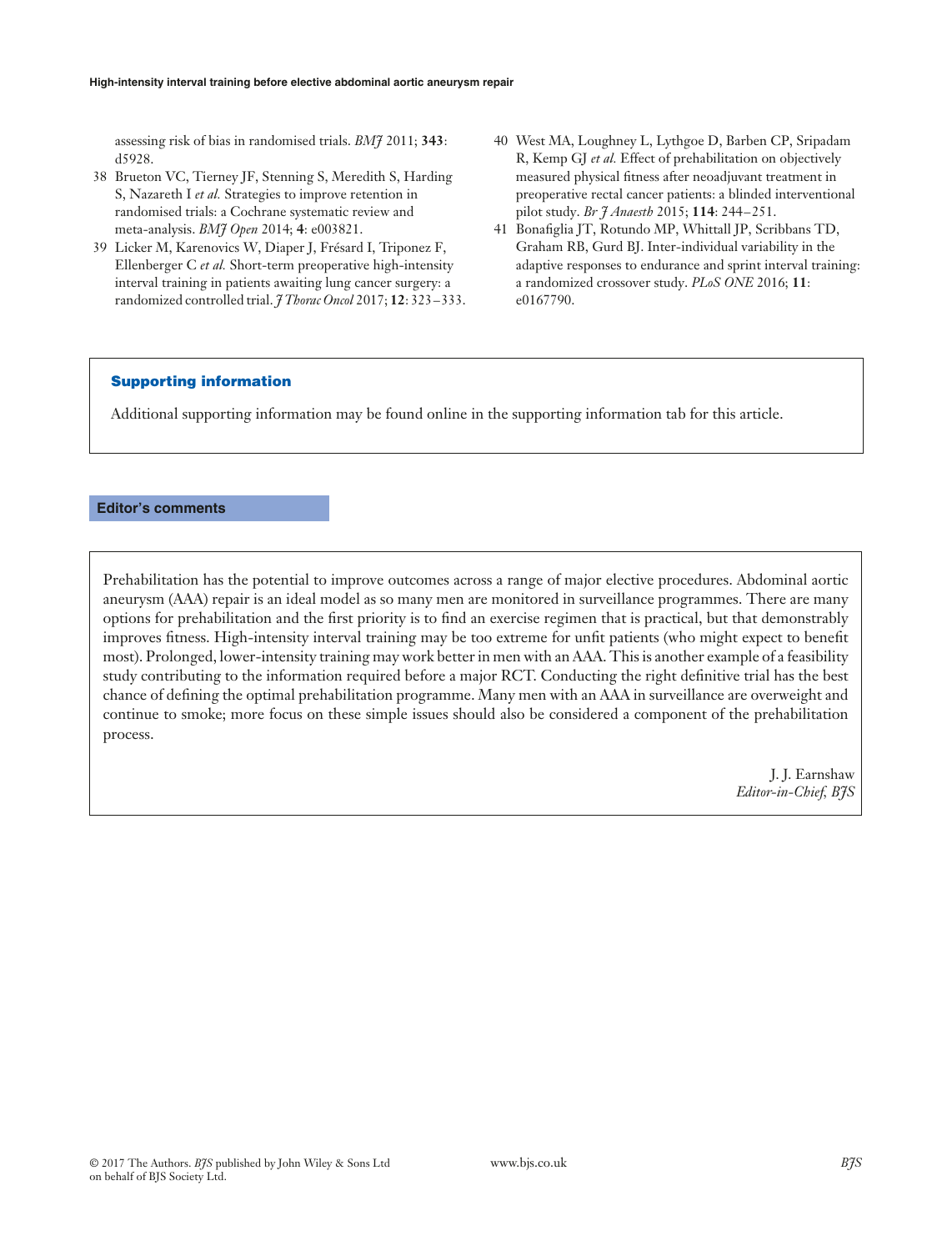assessing risk of bias in randomised trials. *BMJ* 2011; **343**: d5928.

38 Brueton VC, Tierney JF, Stenning S, Meredith S, Harding S, Nazareth I *et al.* Strategies to improve retention in randomised trials: a Cochrane systematic review and meta-analysis. *BMJ Open* 2014; **4**: e003821.

39 Licker M, Karenovics W, Diaper J, Frésard I, Triponez F, Ellenberger C *et al.* Short-term preoperative high-intensity interval training in patients awaiting lung cancer surgery: a randomized controlled trial. *J Thorac Oncol* 2017; **12**: 323–333.

40 West MA, Loughney L, Lythgoe D, Barben CP, Sripadam R, Kemp GJ *et al.* Effect of prehabilitation on objectively measured physical fitness after neoadjuvant treatment in preoperative rectal cancer patients: a blinded interventional pilot study. *Br J Anaesth* 2015; **114**: 244–251.

41 Bonafiglia JT, Rotundo MP, Whittall JP, Scribbans TD, Graham RB, Gurd BJ. Inter-individual variability in the adaptive responses to endurance and sprint interval training: a randomized crossover study. *PLoS ONE* 2016; **11**: e0167790.

## Supporting information

Additional supporting information may be found online in the supporting information tab for this article.

## Editor's comments

Prehabilitation has the potential to improve outcomes across a range of major elective procedures. Abdominal aortic aneurysm (AAA) repair is an ideal model as so many men are monitored in surveillance programmes. There are many options for prehabilitation and the first priority is to find an exercise regimen that is practical, but that demonstrably improves fitness. High-intensity interval training may be too extreme for unfit patients (who might expect to benefit most). Prolonged, lower-intensity training may work better in men with an AAA. This is another example of a feasibility study contributing to the information required before a major RCT. Conducting the right definitive trial has the best chance of defining the optimal prehabilitation programme. Many men with an AAA in surveillance are overweight and continue to smoke; more focus on these simple issues should also be considered a component of the prehabilitation process.

J. J. Earnshaw
*Editor-in-Chief, BJS*